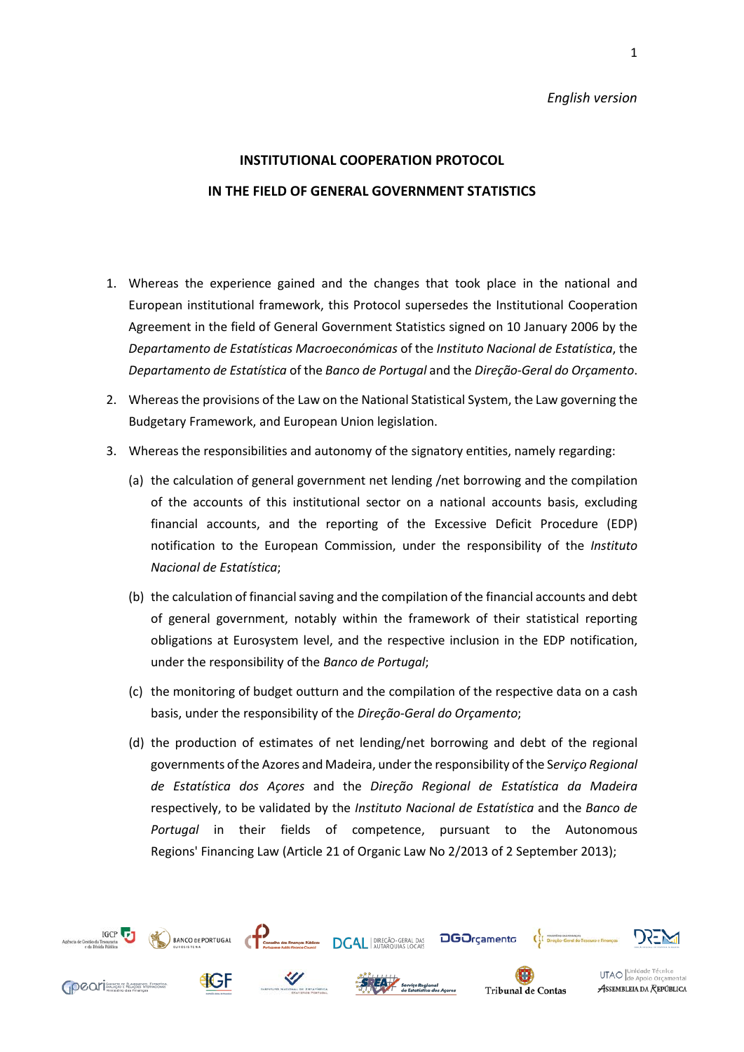*English version*

# INSTITUTIONAL COOPERATION PROTOCOL

# IN THE FIELD OF GENERAL GOVERNMENT STATISTICS

1. Whereas the experience gained and the changes that took place in the national and European institutional framework, this Protocol supersedes the Institutional Cooperation Agreement in the field of General Government Statistics signed on 10 January 2006 by the *Departamento de Estatísticas Macroeconómicas* of the *Instituto Nacional de Estatística*, the *Departamento de Estatística* of the *Banco de Portugal* and the *Direção-Geral do Orçamento*.

2. Whereas the provisions of the Law on the National Statistical System, the Law governing the Budgetary Framework, and European Union legislation.

3. Whereas the responsibilities and autonomy of the signatory entities, namely regarding:

   (a) the calculation of general government net lending /net borrowing and the compilation of the accounts of this institutional sector on a national accounts basis, excluding financial accounts, and the reporting of the Excessive Deficit Procedure (EDP) notification to the European Commission, under the responsibility of the *Instituto Nacional de Estatística*;

   (b) the calculation of financial saving and the compilation of the financial accounts and debt of general government, notably within the framework of their statistical reporting obligations at Eurosystem level, and the respective inclusion in the EDP notification, under the responsibility of the *Banco de Portugal*;

   (c) the monitoring of budget outturn and the compilation of the respective data on a cash basis, under the responsibility of the *Direção-Geral do Orçamento*;

   (d) the production of estimates of net lending/net borrowing and debt of the regional governments of the Azores and Madeira, under the responsibility of the *Serviço Regional de Estatística dos Açores* and the *Direção Regional de Estatística da Madeira* respectively, to be validated by the *Instituto Nacional de Estatística* and the *Banco de Portugal* in their fields of competence, pursuant to the Autonomous Regions' Financing Law (Article 21 of Organic Law No 2/2013 of 2 September 2013);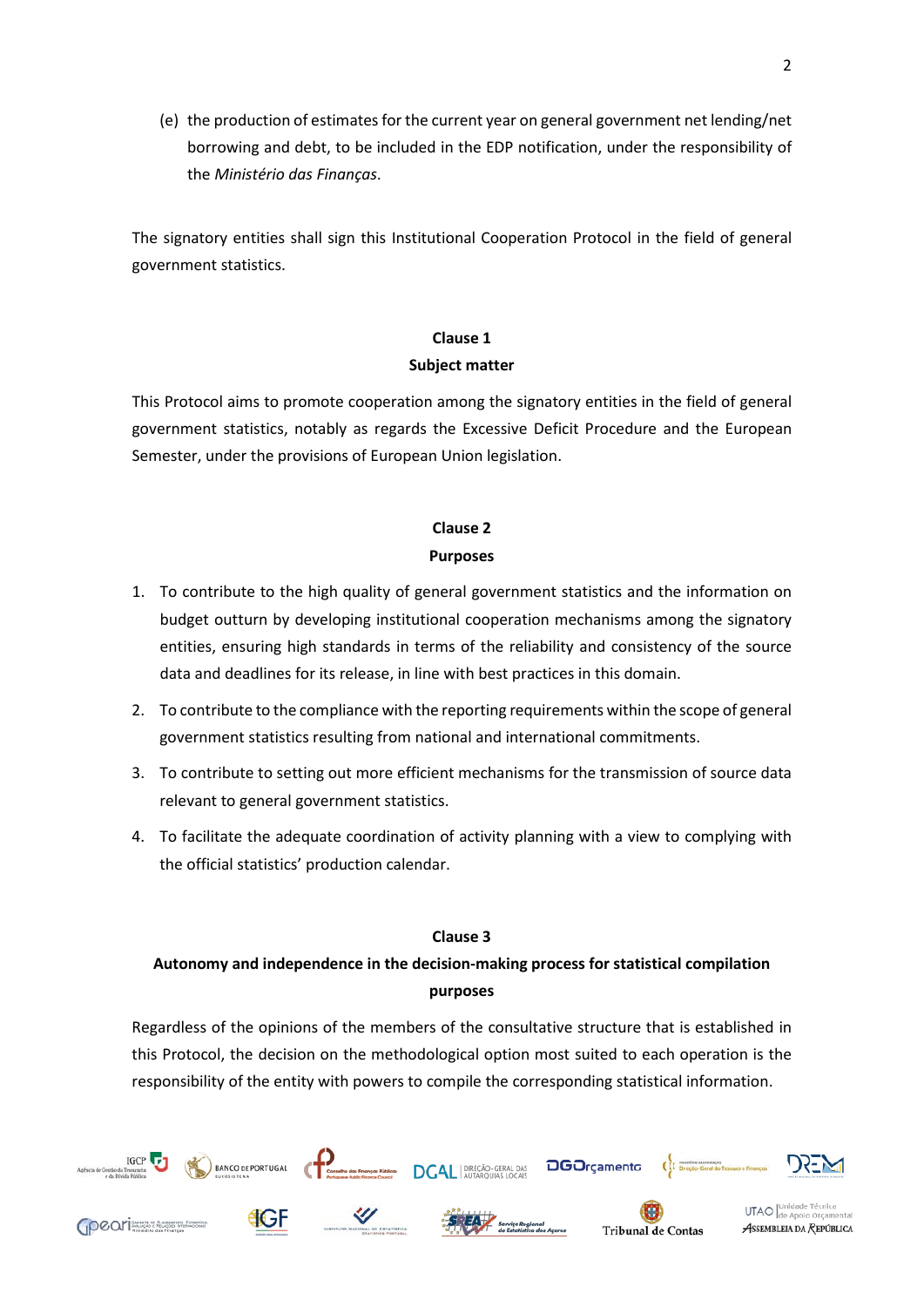(e) the production of estimates for the current year on general government net lending/net borrowing and debt, to be included in the EDP notification, under the responsibility of the *Ministério das Finanças*.

The signatory entities shall sign this Institutional Cooperation Protocol in the field of general government statistics.

## Clause 1
## Subject matter

This Protocol aims to promote cooperation among the signatory entities in the field of general government statistics, notably as regards the Excessive Deficit Procedure and the European Semester, under the provisions of European Union legislation.

## Clause 2
## Purposes

1. To contribute to the high quality of general government statistics and the information on budget outturn by developing institutional cooperation mechanisms among the signatory entities, ensuring high standards in terms of the reliability and consistency of the source data and deadlines for its release, in line with best practices in this domain.
2. To contribute to the compliance with the reporting requirements within the scope of general government statistics resulting from national and international commitments.
3. To contribute to setting out more efficient mechanisms for the transmission of source data relevant to general government statistics.
4. To facilitate the adequate coordination of activity planning with a view to complying with the official statistics' production calendar.

## Clause 3
## Autonomy and independence in the decision-making process for statistical compilation purposes

Regardless of the opinions of the members of the consultative structure that is established in this Protocol, the decision on the methodological option most suited to each operation is the responsibility of the entity with powers to compile the corresponding statistical information.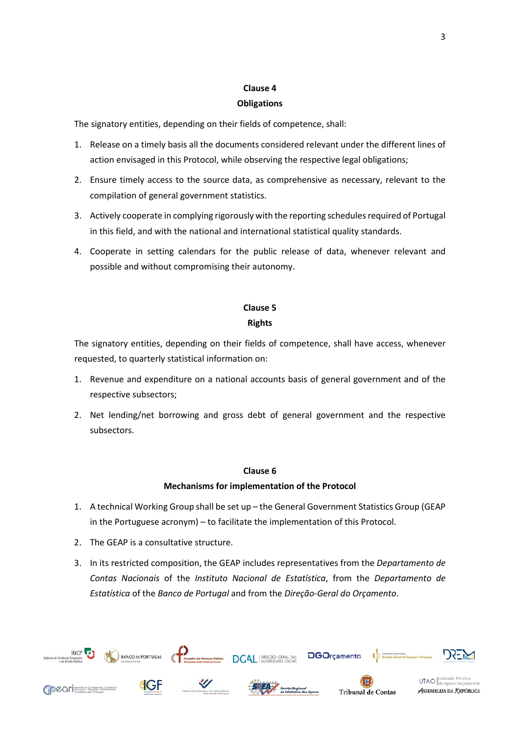## Clause 4
## Obligations

The signatory entities, depending on their fields of competence, shall:

1. Release on a timely basis all the documents considered relevant under the different lines of action envisaged in this Protocol, while observing the respective legal obligations;
2. Ensure timely access to the source data, as comprehensive as necessary, relevant to the compilation of general government statistics.
3. Actively cooperate in complying rigorously with the reporting schedules required of Portugal in this field, and with the national and international statistical quality standards.
4. Cooperate in setting calendars for the public release of data, whenever relevant and possible and without compromising their autonomy.

## Clause 5
## Rights

The signatory entities, depending on their fields of competence, shall have access, whenever requested, to quarterly statistical information on:

1. Revenue and expenditure on a national accounts basis of general government and of the respective subsectors;
2. Net lending/net borrowing and gross debt of general government and the respective subsectors.

## Clause 6
## Mechanisms for implementation of the Protocol

1. A technical Working Group shall be set up – the General Government Statistics Group (GEAP in the Portuguese acronym) – to facilitate the implementation of this Protocol.
2. The GEAP is a consultative structure.
3. In its restricted composition, the GEAP includes representatives from the *Departamento de Contas Nacionais* of the *Instituto Nacional de Estatística*, from the *Departamento de Estatística* of the *Banco de Portugal* and from the *Direção-Geral do Orçamento*.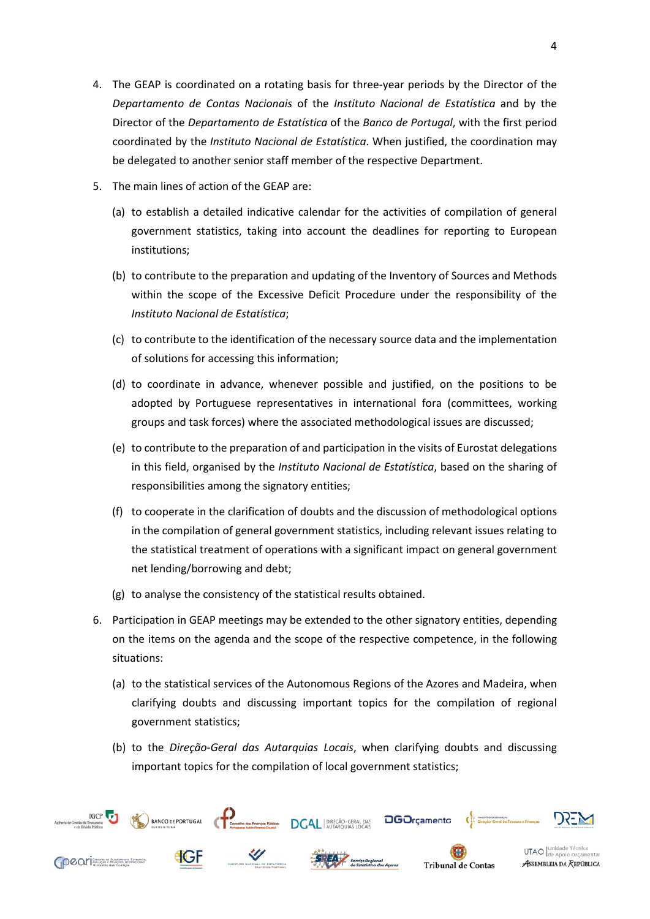4. The GEAP is coordinated on a rotating basis for three-year periods by the Director of the *Departamento de Contas Nacionais* of the *Instituto Nacional de Estatística* and by the Director of the *Departamento de Estatística* of the *Banco de Portugal*, with the first period coordinated by the *Instituto Nacional de Estatística*. When justified, the coordination may be delegated to another senior staff member of the respective Department.

5. The main lines of action of the GEAP are:

   (a) to establish a detailed indicative calendar for the activities of compilation of general government statistics, taking into account the deadlines for reporting to European institutions;

   (b) to contribute to the preparation and updating of the Inventory of Sources and Methods within the scope of the Excessive Deficit Procedure under the responsibility of the *Instituto Nacional de Estatística*;

   (c) to contribute to the identification of the necessary source data and the implementation of solutions for accessing this information;

   (d) to coordinate in advance, whenever possible and justified, on the positions to be adopted by Portuguese representatives in international fora (committees, working groups and task forces) where the associated methodological issues are discussed;

   (e) to contribute to the preparation of and participation in the visits of Eurostat delegations in this field, organised by the *Instituto Nacional de Estatística*, based on the sharing of responsibilities among the signatory entities;

   (f) to cooperate in the clarification of doubts and the discussion of methodological options in the compilation of general government statistics, including relevant issues relating to the statistical treatment of operations with a significant impact on general government net lending/borrowing and debt;

   (g) to analyse the consistency of the statistical results obtained.

6. Participation in GEAP meetings may be extended to the other signatory entities, depending on the items on the agenda and the scope of the respective competence, in the following situations:

   (a) to the statistical services of the Autonomous Regions of the Azores and Madeira, when clarifying doubts and discussing important topics for the compilation of regional government statistics;

   (b) to the *Direção-Geral das Autarquias Locais*, when clarifying doubts and discussing important topics for the compilation of local government statistics;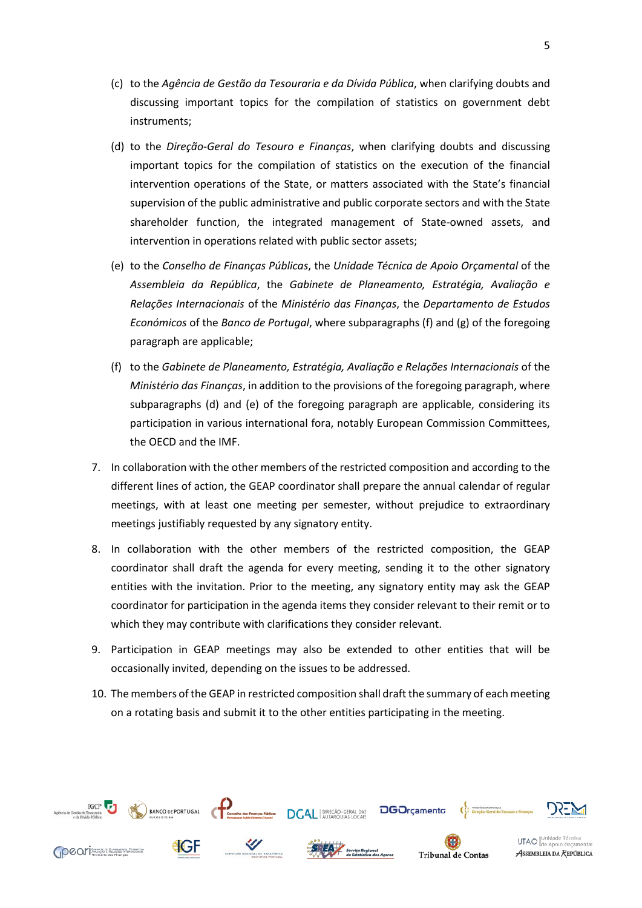(c) to the *Agência de Gestão da Tesouraria e da Dívida Pública*, when clarifying doubts and discussing important topics for the compilation of statistics on government debt instruments;

(d) to the *Direção-Geral do Tesouro e Finanças*, when clarifying doubts and discussing important topics for the compilation of statistics on the execution of the financial intervention operations of the State, or matters associated with the State's financial supervision of the public administrative and public corporate sectors and with the State shareholder function, the integrated management of State-owned assets, and intervention in operations related with public sector assets;

(e) to the *Conselho de Finanças Públicas*, the *Unidade Técnica de Apoio Orçamental* of the *Assembleia da República*, the *Gabinete de Planeamento, Estratégia, Avaliação e Relações Internacionais* of the *Ministério das Finanças*, the *Departamento de Estudos Económicos* of the *Banco de Portugal*, where subparagraphs (f) and (g) of the foregoing paragraph are applicable;

(f) to the *Gabinete de Planeamento, Estratégia, Avaliação e Relações Internacionais* of the *Ministério das Finanças*, in addition to the provisions of the foregoing paragraph, where subparagraphs (d) and (e) of the foregoing paragraph are applicable, considering its participation in various international fora, notably European Commission Committees, the OECD and the IMF.

7. In collaboration with the other members of the restricted composition and according to the different lines of action, the GEAP coordinator shall prepare the annual calendar of regular meetings, with at least one meeting per semester, without prejudice to extraordinary meetings justifiably requested by any signatory entity.

8. In collaboration with the other members of the restricted composition, the GEAP coordinator shall draft the agenda for every meeting, sending it to the other signatory entities with the invitation. Prior to the meeting, any signatory entity may ask the GEAP coordinator for participation in the agenda items they consider relevant to their remit or to which they may contribute with clarifications they consider relevant.

9. Participation in GEAP meetings may also be extended to other entities that will be occasionally invited, depending on the issues to be addressed.

10. The members of the GEAP in restricted composition shall draft the summary of each meeting on a rotating basis and submit it to the other entities participating in the meeting.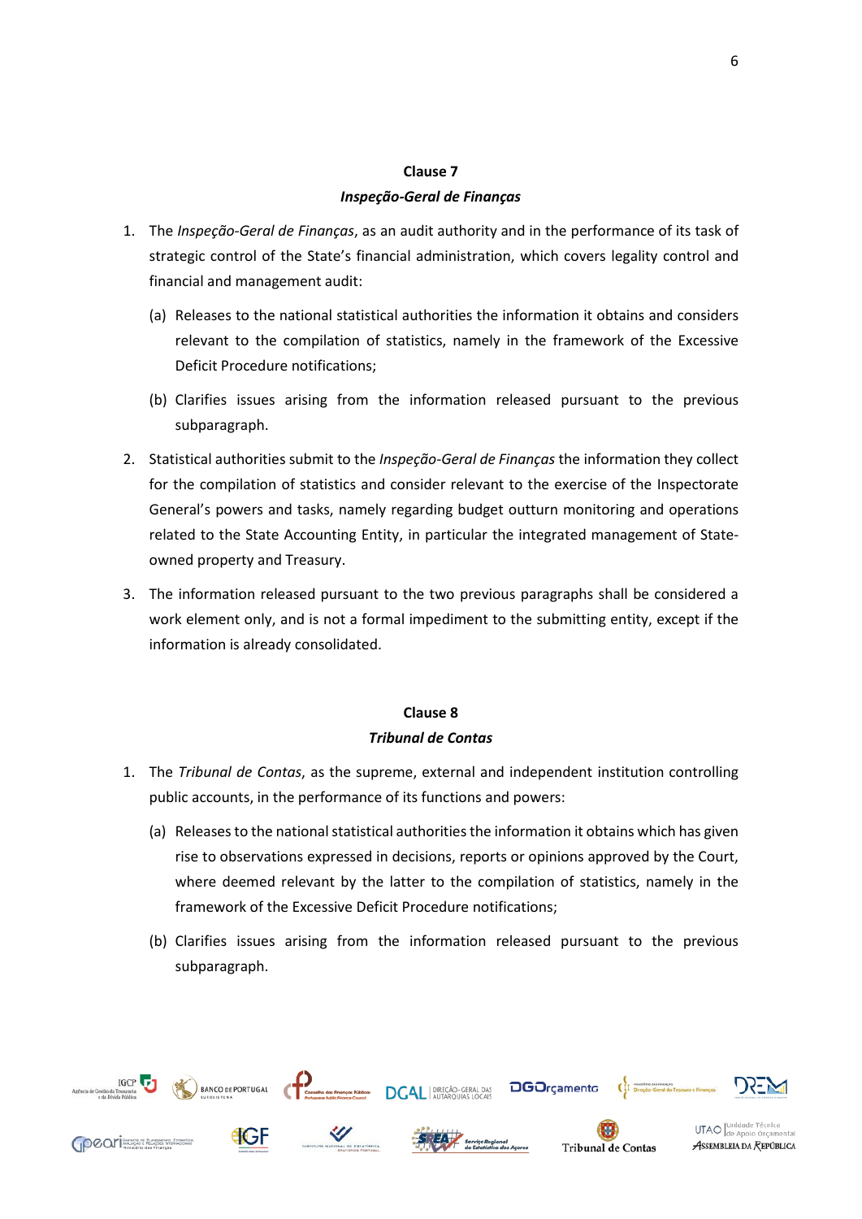## Clause 7

### *Inspeção-Geral de Finanças*

1. The *Inspeção-Geral de Finanças*, as an audit authority and in the performance of its task of strategic control of the State's financial administration, which covers legality control and financial and management audit:

    (a) Releases to the national statistical authorities the information it obtains and considers relevant to the compilation of statistics, namely in the framework of the Excessive Deficit Procedure notifications;

    (b) Clarifies issues arising from the information released pursuant to the previous subparagraph.

2. Statistical authorities submit to the *Inspeção-Geral de Finanças* the information they collect for the compilation of statistics and consider relevant to the exercise of the Inspectorate General's powers and tasks, namely regarding budget outturn monitoring and operations related to the State Accounting Entity, in particular the integrated management of State-owned property and Treasury.

3. The information released pursuant to the two previous paragraphs shall be considered a work element only, and is not a formal impediment to the submitting entity, except if the information is already consolidated.

## Clause 8

### *Tribunal de Contas*

1. The *Tribunal de Contas*, as the supreme, external and independent institution controlling public accounts, in the performance of its functions and powers:

    (a) Releases to the national statistical authorities the information it obtains which has given rise to observations expressed in decisions, reports or opinions approved by the Court, where deemed relevant by the latter to the compilation of statistics, namely in the framework of the Excessive Deficit Procedure notifications;

    (b) Clarifies issues arising from the information released pursuant to the previous subparagraph.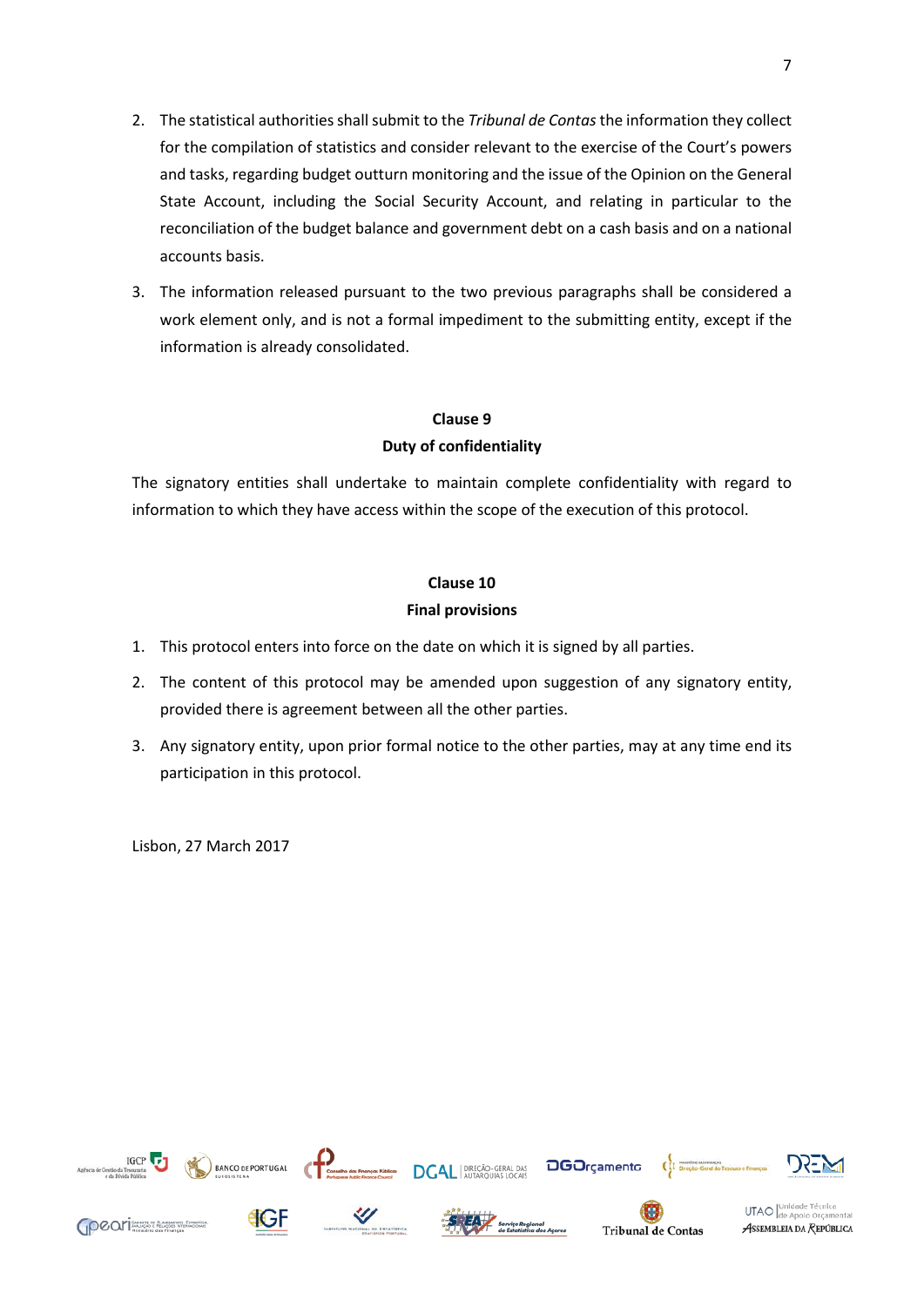2. The statistical authorities shall submit to the *Tribunal de Contas* the information they collect for the compilation of statistics and consider relevant to the exercise of the Court's powers and tasks, regarding budget outturn monitoring and the issue of the Opinion on the General State Account, including the Social Security Account, and relating in particular to the reconciliation of the budget balance and government debt on a cash basis and on a national accounts basis.
3. The information released pursuant to the two previous paragraphs shall be considered a work element only, and is not a formal impediment to the submitting entity, except if the information is already consolidated.

**Clause 9**
**Duty of confidentiality**

The signatory entities shall undertake to maintain complete confidentiality with regard to information to which they have access within the scope of the execution of this protocol.

**Clause 10**
**Final provisions**

1. This protocol enters into force on the date on which it is signed by all parties.
2. The content of this protocol may be amended upon suggestion of any signatory entity, provided there is agreement between all the other parties.
3. Any signatory entity, upon prior formal notice to the other parties, may at any time end its participation in this protocol.

Lisbon, 27 March 2017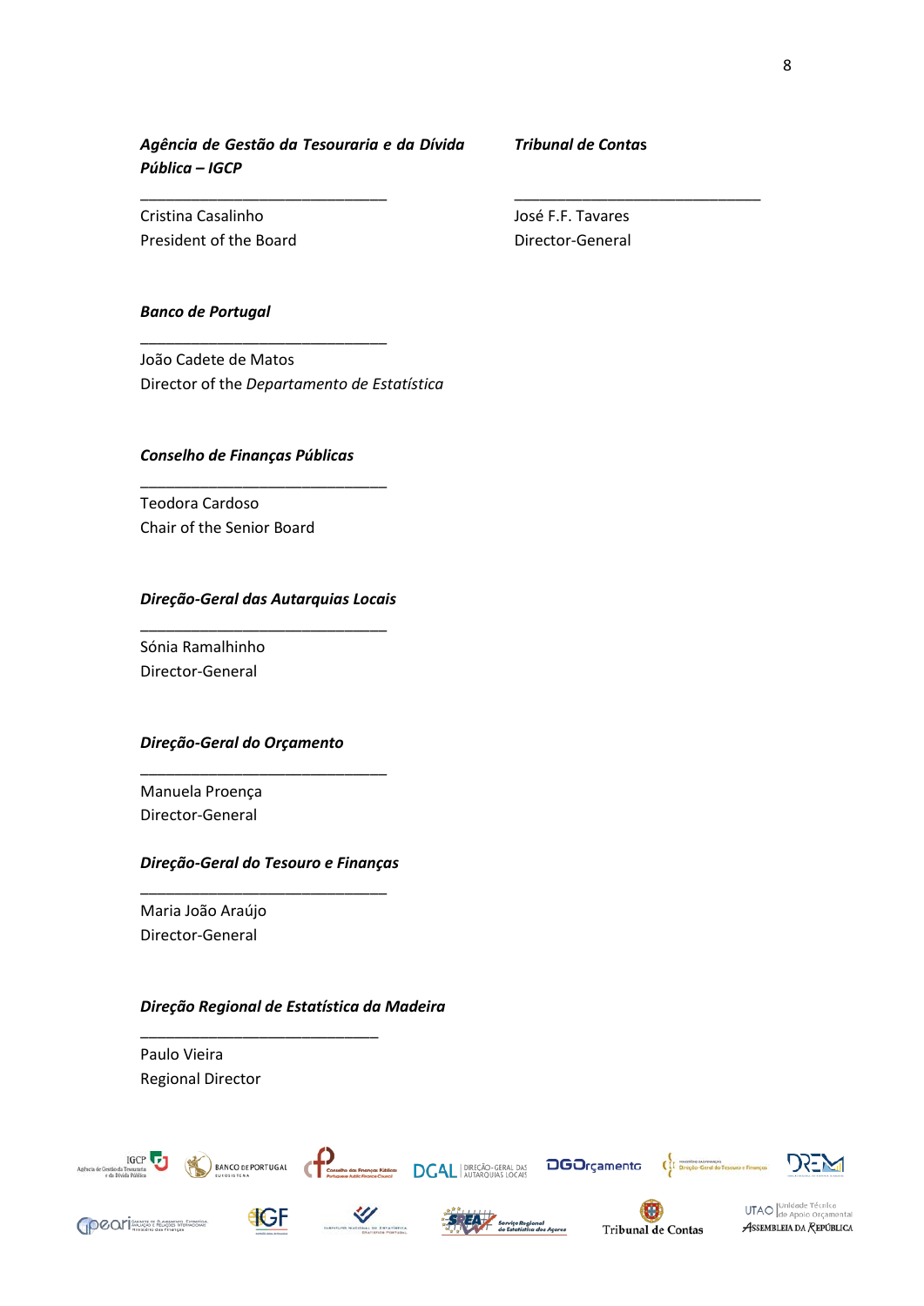***Agência de Gestão da Tesouraria e da Dívida Pública – IGCP***

_______________________________

Cristina Casalinho

President of the Board

***Tribunal de Contas***

_______________________________

José F.F. Tavares

Director-General

***Banco de Portugal***

_______________________________

João Cadete de Matos

Director of the *Departamento de Estatística*

***Conselho de Finanças Públicas***

_______________________________

Teodora Cardoso

Chair of the Senior Board

***Direção-Geral das Autarquias Locais***

_______________________________

Sónia Ramalhinho

Director-General

***Direção-Geral do Orçamento***

_______________________________

Manuela Proença

Director-General

***Direção-Geral do Tesouro e Finanças***

_______________________________

Maria João Araújo

Director-General

***Direção Regional de Estatística da Madeira***

_______________________________

Paulo Vieira

Regional Director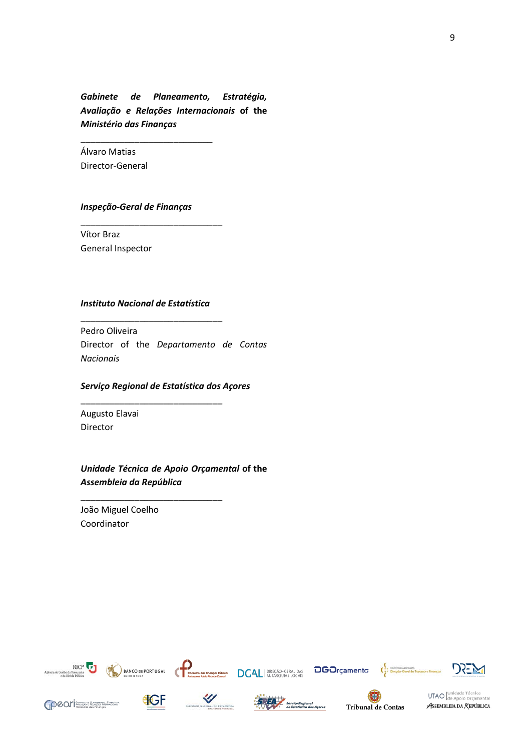***Gabinete de Planeamento, Estratégia, Avaliação e Relações Internacionais* of the *Ministério das Finanças***

\_\_\_\_\_\_\_\_\_\_\_\_\_\_\_\_\_\_\_\_\_\_\_\_\_\_\_\_

Álvaro Matias
Director-General

***Inspeção-Geral de Finanças***

\_\_\_\_\_\_\_\_\_\_\_\_\_\_\_\_\_\_\_\_\_\_\_\_\_\_\_\_\_\_

Vítor Braz
General Inspector

***Instituto Nacional de Estatística***

\_\_\_\_\_\_\_\_\_\_\_\_\_\_\_\_\_\_\_\_\_\_\_\_\_\_\_\_\_\_

Pedro Oliveira
Director of the *Departamento de Contas Nacionais*

***Serviço Regional de Estatística dos Açores***

\_\_\_\_\_\_\_\_\_\_\_\_\_\_\_\_\_\_\_\_\_\_\_\_\_\_\_\_\_\_

Augusto Elavai
Director

***Unidade Técnica de Apoio Orçamental* of the *Assembleia da República***

\_\_\_\_\_\_\_\_\_\_\_\_\_\_\_\_\_\_\_\_\_\_\_\_\_\_\_\_\_\_

João Miguel Coelho
Coordinator